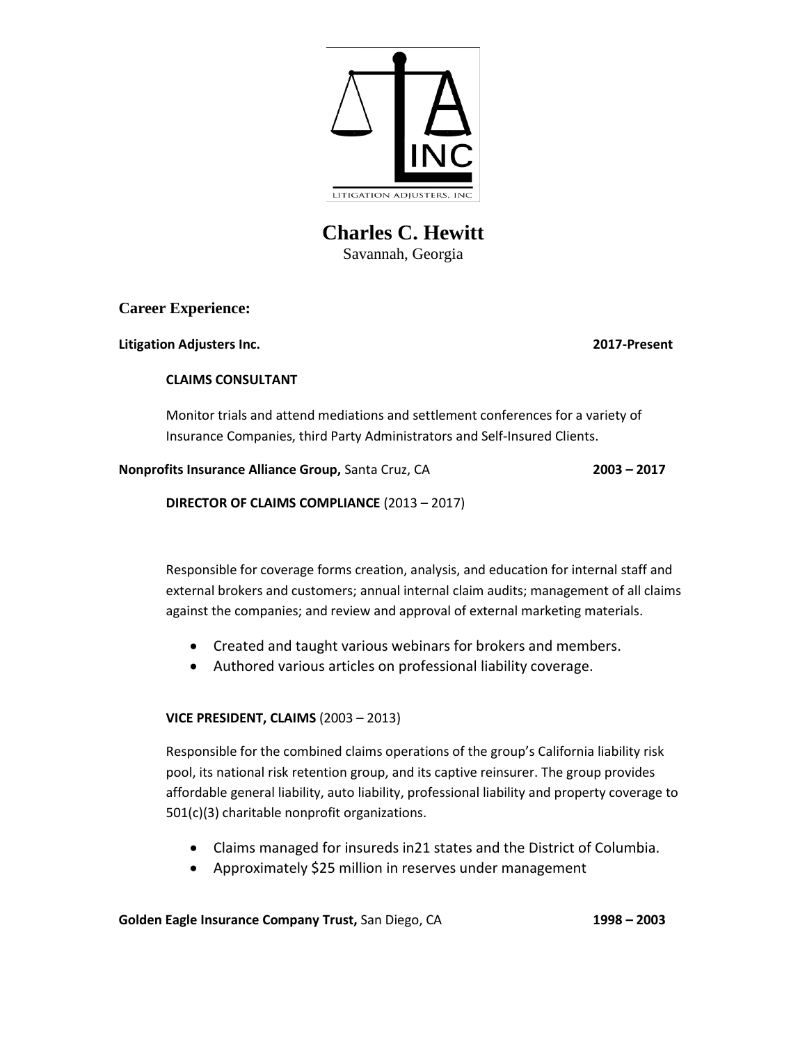# Charles C. Hewitt

Savannah, Georgia

## Career Experience:

**Litigation Adjusters Inc.** **2017-Present**

**CLAIMS CONSULTANT**

Monitor trials and attend mediations and settlement conferences for a variety of Insurance Companies, third Party Administrators and Self-Insured Clients.

**Nonprofits Insurance Alliance Group,** Santa Cruz, CA **2003 – 2017**

**DIRECTOR OF CLAIMS COMPLIANCE** (2013 – 2017)

Responsible for coverage forms creation, analysis, and education for internal staff and external brokers and customers; annual internal claim audits; management of all claims against the companies; and review and approval of external marketing materials.

- Created and taught various webinars for brokers and members.
- Authored various articles on professional liability coverage.

**VICE PRESIDENT, CLAIMS** (2003 – 2013)

Responsible for the combined claims operations of the group's California liability risk pool, its national risk retention group, and its captive reinsurer. The group provides affordable general liability, auto liability, professional liability and property coverage to 501(c)(3) charitable nonprofit organizations.

- Claims managed for insureds in21 states and the District of Columbia.
- Approximately $25 million in reserves under management

**Golden Eagle Insurance Company Trust,** San Diego, CA **1998 – 2003**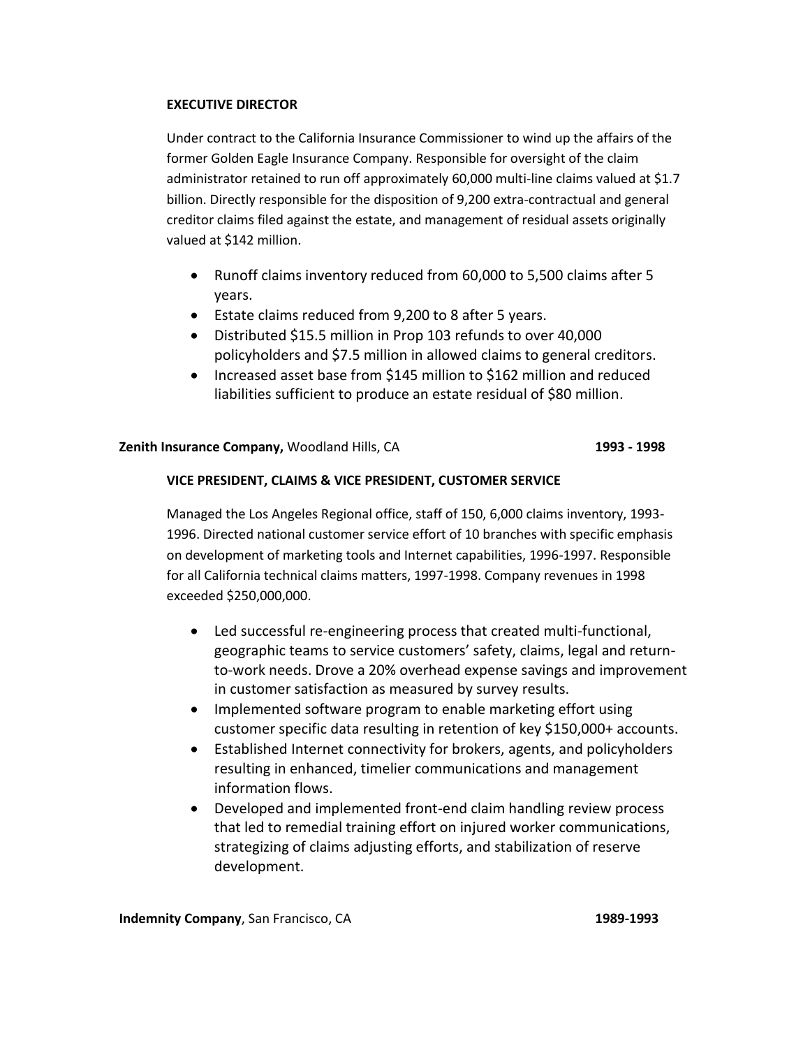**EXECUTIVE DIRECTOR**

Under contract to the California Insurance Commissioner to wind up the affairs of the former Golden Eagle Insurance Company. Responsible for oversight of the claim administrator retained to run off approximately 60,000 multi-line claims valued at $1.7 billion. Directly responsible for the disposition of 9,200 extra-contractual and general creditor claims filed against the estate, and management of residual assets originally valued at $142 million.

- Runoff claims inventory reduced from 60,000 to 5,500 claims after 5 years.
- Estate claims reduced from 9,200 to 8 after 5 years.
- Distributed $15.5 million in Prop 103 refunds to over 40,000 policyholders and $7.5 million in allowed claims to general creditors.
- Increased asset base from $145 million to $162 million and reduced liabilities sufficient to produce an estate residual of $80 million.

**Zenith Insurance Company,** Woodland Hills, CA **1993 - 1998**

**VICE PRESIDENT, CLAIMS & VICE PRESIDENT, CUSTOMER SERVICE**

Managed the Los Angeles Regional office, staff of 150, 6,000 claims inventory, 1993-1996. Directed national customer service effort of 10 branches with specific emphasis on development of marketing tools and Internet capabilities, 1996-1997. Responsible for all California technical claims matters, 1997-1998. Company revenues in 1998 exceeded $250,000,000.

- Led successful re-engineering process that created multi-functional, geographic teams to service customers' safety, claims, legal and return-to-work needs. Drove a 20% overhead expense savings and improvement in customer satisfaction as measured by survey results.
- Implemented software program to enable marketing effort using customer specific data resulting in retention of key $150,000+ accounts.
- Established Internet connectivity for brokers, agents, and policyholders resulting in enhanced, timelier communications and management information flows.
- Developed and implemented front-end claim handling review process that led to remedial training effort on injured worker communications, strategizing of claims adjusting efforts, and stabilization of reserve development.

**Indemnity Company**, San Francisco, CA **1989-1993**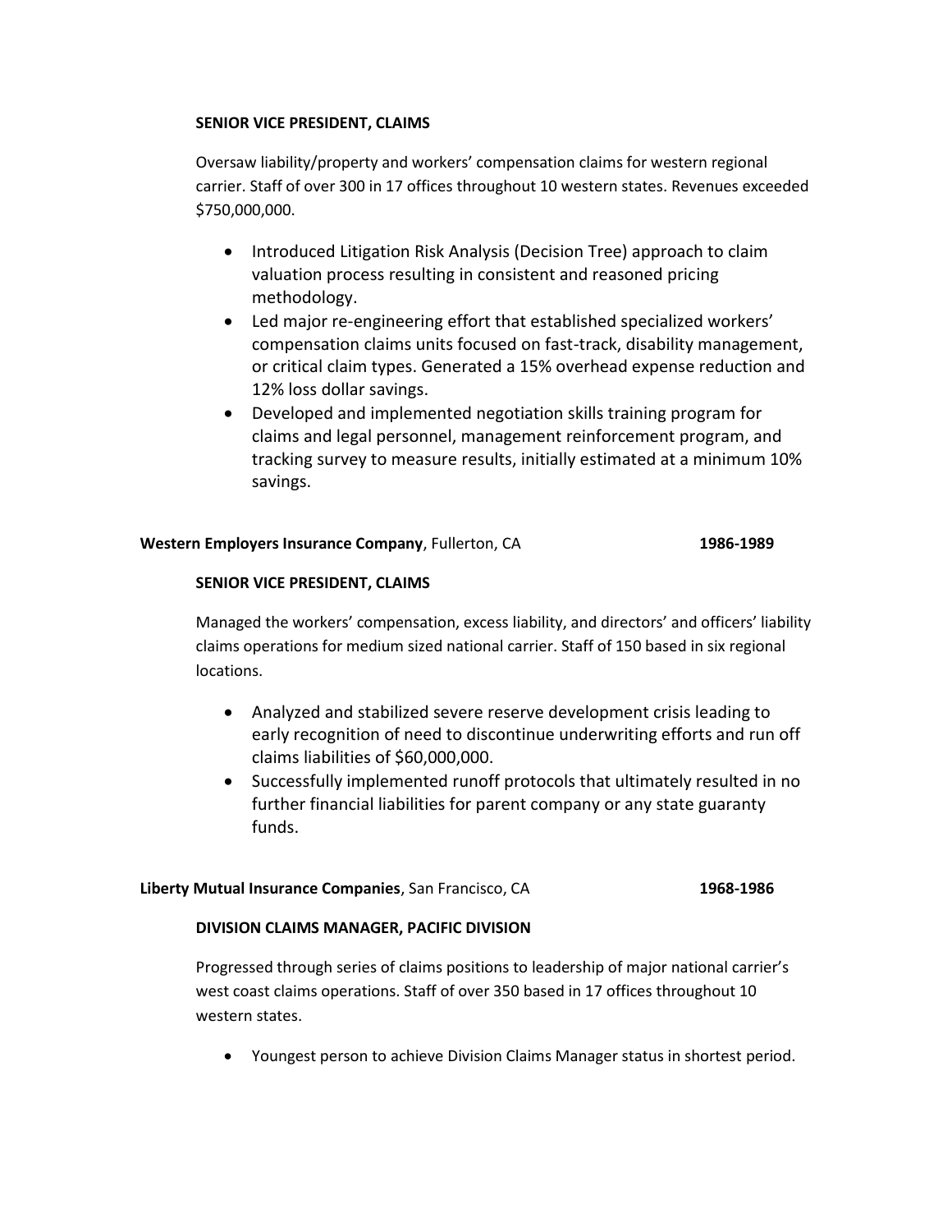**SENIOR VICE PRESIDENT, CLAIMS**

Oversaw liability/property and workers' compensation claims for western regional carrier. Staff of over 300 in 17 offices throughout 10 western states. Revenues exceeded $750,000,000.

- Introduced Litigation Risk Analysis (Decision Tree) approach to claim valuation process resulting in consistent and reasoned pricing methodology.
- Led major re-engineering effort that established specialized workers' compensation claims units focused on fast-track, disability management, or critical claim types. Generated a 15% overhead expense reduction and 12% loss dollar savings.
- Developed and implemented negotiation skills training program for claims and legal personnel, management reinforcement program, and tracking survey to measure results, initially estimated at a minimum 10% savings.

**Western Employers Insurance Company**, Fullerton, CA **1986-1989**

**SENIOR VICE PRESIDENT, CLAIMS**

Managed the workers' compensation, excess liability, and directors' and officers' liability claims operations for medium sized national carrier. Staff of 150 based in six regional locations.

- Analyzed and stabilized severe reserve development crisis leading to early recognition of need to discontinue underwriting efforts and run off claims liabilities of $60,000,000.
- Successfully implemented runoff protocols that ultimately resulted in no further financial liabilities for parent company or any state guaranty funds.

**Liberty Mutual Insurance Companies**, San Francisco, CA **1968-1986**

**DIVISION CLAIMS MANAGER, PACIFIC DIVISION**

Progressed through series of claims positions to leadership of major national carrier's west coast claims operations. Staff of over 350 based in 17 offices throughout 10 western states.

- Youngest person to achieve Division Claims Manager status in shortest period.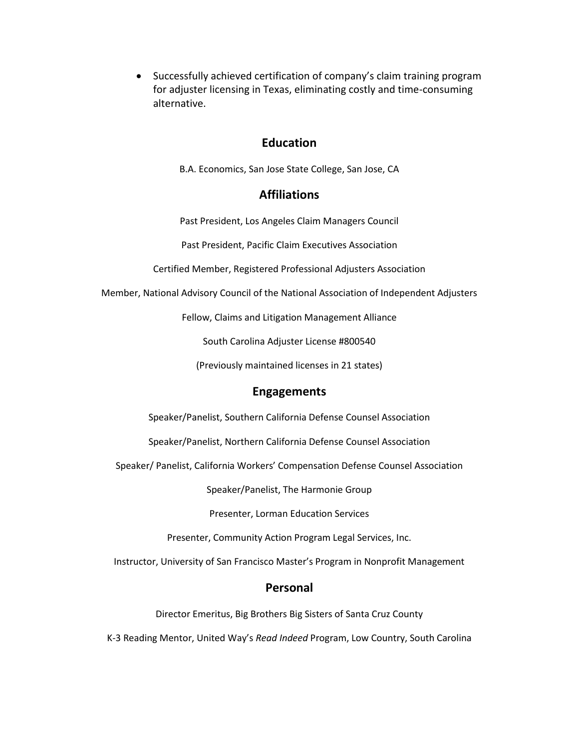- Successfully achieved certification of company's claim training program for adjuster licensing in Texas, eliminating costly and time-consuming alternative.

## Education

B.A. Economics, San Jose State College, San Jose, CA

## Affiliations

Past President, Los Angeles Claim Managers Council

Past President, Pacific Claim Executives Association

Certified Member, Registered Professional Adjusters Association

Member, National Advisory Council of the National Association of Independent Adjusters

Fellow, Claims and Litigation Management Alliance

South Carolina Adjuster License #800540

(Previously maintained licenses in 21 states)

## Engagements

Speaker/Panelist, Southern California Defense Counsel Association

Speaker/Panelist, Northern California Defense Counsel Association

Speaker/ Panelist, California Workers' Compensation Defense Counsel Association

Speaker/Panelist, The Harmonie Group

Presenter, Lorman Education Services

Presenter, Community Action Program Legal Services, Inc.

Instructor, University of San Francisco Master's Program in Nonprofit Management

## Personal

Director Emeritus, Big Brothers Big Sisters of Santa Cruz County

K-3 Reading Mentor, United Way's *Read Indeed* Program, Low Country, South Carolina